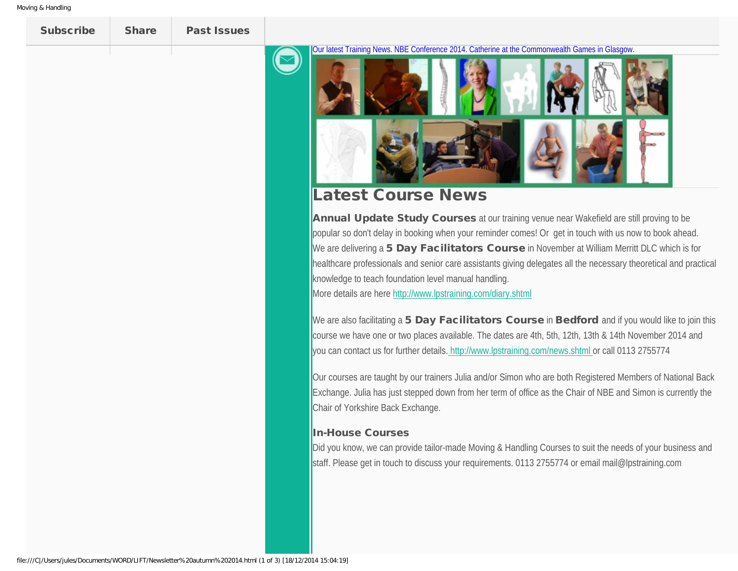Subscribe | Share | Past Issues

Our latest Training News. NBE Conference 2014. Catherine at the Commonwealth Games in Glasgow.

# Latest Course News

**Annual Update Study Courses** at our training venue near Wakefield are still proving to be popular so don't delay in booking when your reminder comes! Or get in touch with us now to book ahead.

We are delivering a **5 Day Facilitators Course** in November at William Merritt DLC which is for healthcare professionals and senior care assistants giving delegates all the necessary theoretical and practical knowledge to teach foundation level manual handling.

More details are here http://www.lpstraining.com/diary.shtml

We are also facilitating a **5 Day Facilitators Course** in **Bedford** and if you would like to join this course we have one or two places available. The dates are 4th, 5th, 12th, 13th & 14th November 2014 and you can contact us for further details. http://www.lpstraining.com/news.shtml or call 0113 2755774

Our courses are taught by our trainers Julia and/or Simon who are both Registered Members of National Back Exchange. Julia has just stepped down from her term of office as the Chair of NBE and Simon is currently the Chair of Yorkshire Back Exchange.

### In-House Courses

Did you know, we can provide tailor-made Moving & Handling Courses to suit the needs of your business and staff. Please get in touch to discuss your requirements. 0113 2755774 or email mail@lpstraining.com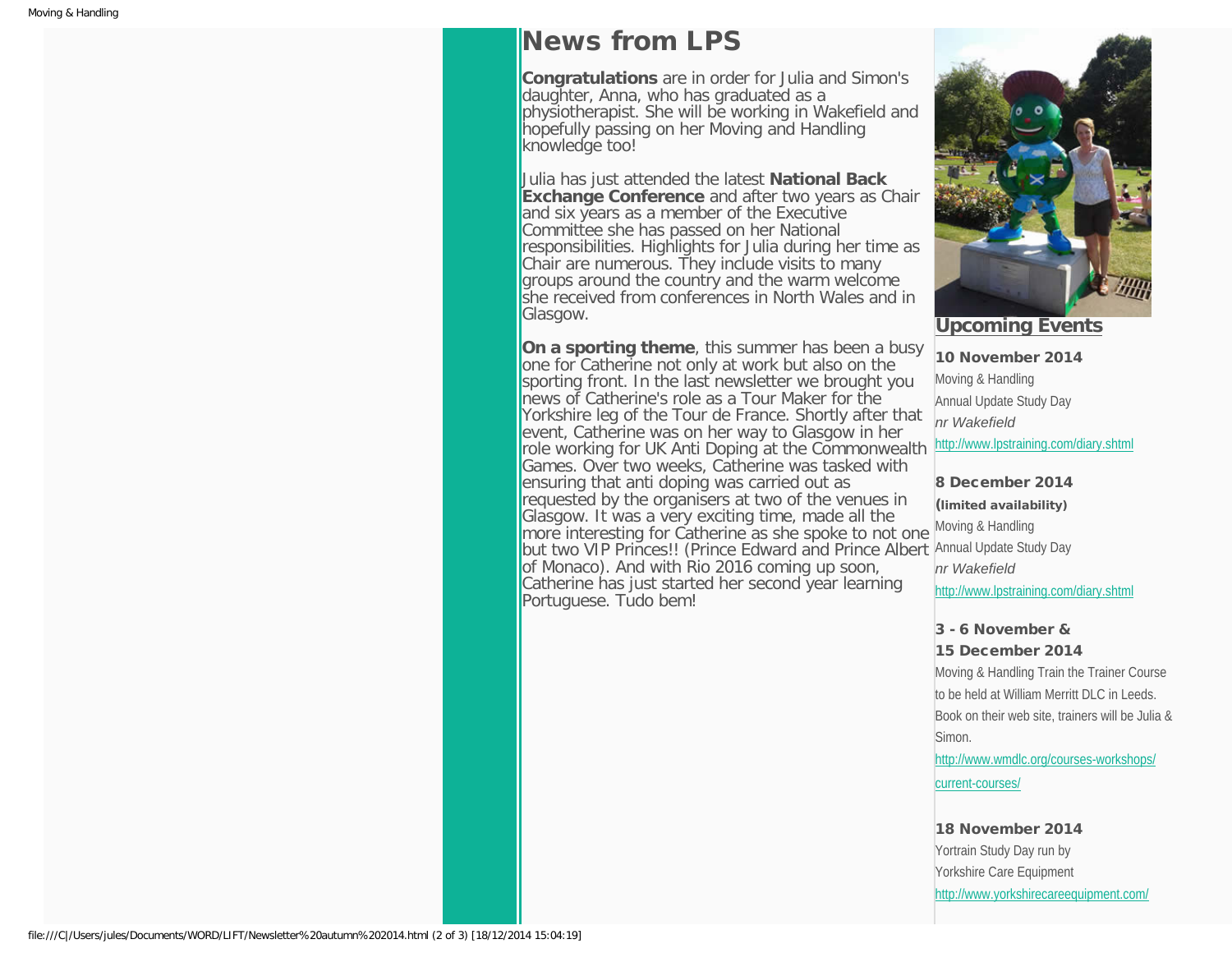# News from LPS

**Congratulations** are in order for Julia and Simon's daughter, Anna, who has graduated as a physiotherapist. She will be working in Wakefield and hopefully passing on her Moving and Handling knowledge too!

Julia has just attended the latest **National Back Exchange Conference** and after two years as Chair and six years as a member of the Executive Committee she has passed on her National responsibilities. Highlights for Julia during her time as Chair are numerous. They include visits to many groups around the country and the warm welcome she received from conferences in North Wales and in Glasgow.

**On a sporting theme**, this summer has been a busy one for Catherine not only at work but also on the sporting front. In the last newsletter we brought you news of Catherine's role as a Tour Maker for the Yorkshire leg of the Tour de France. Shortly after that event, Catherine was on her way to Glasgow in her role working for UK Anti Doping at the Commonwealth Games. Over two weeks, Catherine was tasked with ensuring that anti doping was carried out as requested by the organisers at two of the venues in Glasgow. It was a very exciting time, made all the more interesting for Catherine as she spoke to not one but two VIP Princes!! (Prince Edward and Prince Albert of Monaco). And with Rio 2016 coming up soon, Catherine has just started her second year learning Portuguese. Tudo bem!

## Upcoming Events

**10 November 2014**
Moving & Handling
Annual Update Study Day
*nr Wakefield*
http://www.lpstraining.com/diary.shtml

**8 December 2014**
**(limited availability)**
Moving & Handling
Annual Update Study Day
*nr Wakefield*
http://www.lpstraining.com/diary.shtml

**3 - 6 November &**
**15 December 2014**
Moving & Handling Train the Trainer Course to be held at William Merritt DLC in Leeds. Book on their web site, trainers will be Julia & Simon.
http://www.wmdlc.org/courses-workshops/current-courses/

**18 November 2014**
Yortrain Study Day run by
Yorkshire Care Equipment
http://www.yorkshirecareequipment.com/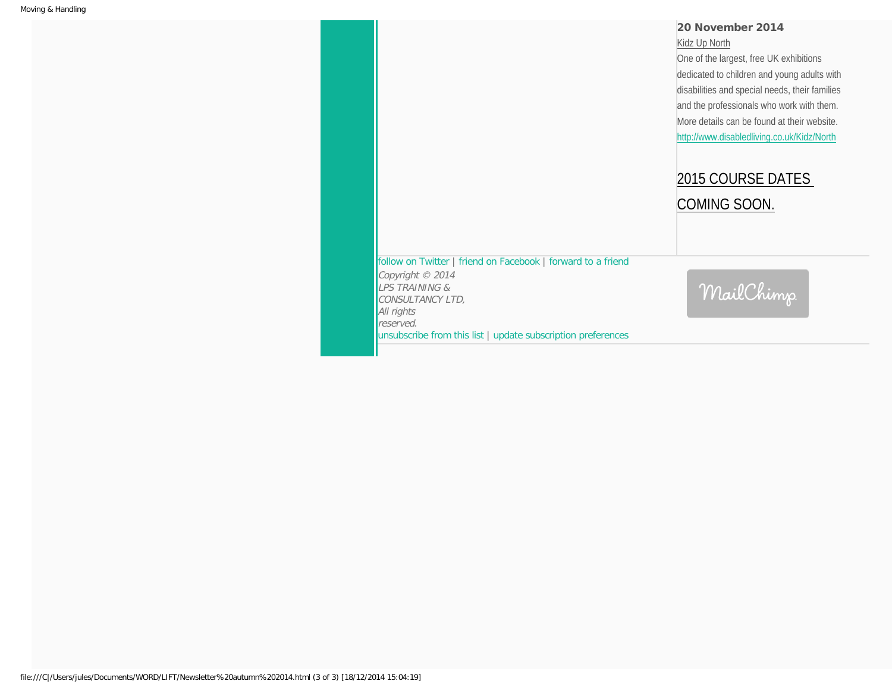**20 November 2014**

Kidz Up North

One of the largest, free UK exhibitions dedicated to children and young adults with disabilities and special needs, their families and the professionals who work with them. More details can be found at their website. http://www.disabledliving.co.uk/Kidz/North

## 2015 COURSE DATES COMING SOON.

follow on Twitter | friend on Facebook | forward to a friend

*Copyright © 2014 LPS TRAINING & CONSULTANCY LTD, All rights reserved.*

unsubscribe from this list | update subscription preferences

MailChimp